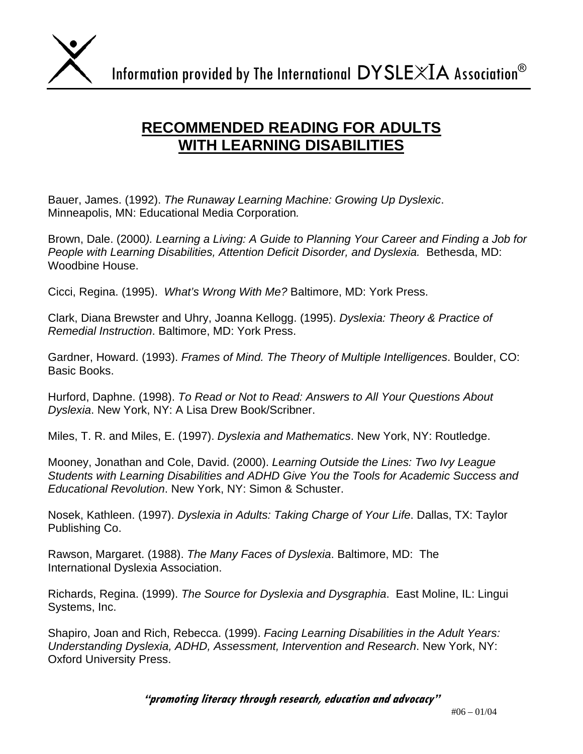Information provided by The International DYSLEXIA Association®

# RECOMMENDED READING FOR ADULTS WITH LEARNING DISABILITIES

Bauer, James. (1992). *The Runaway Learning Machine: Growing Up Dyslexic*. Minneapolis, MN: Educational Media Corporation.

Brown, Dale. (2000). *Learning a Living: A Guide to Planning Your Career and Finding a Job for People with Learning Disabilities, Attention Deficit Disorder, and Dyslexia.* Bethesda, MD: Woodbine House.

Cicci, Regina. (1995). *What's Wrong With Me?* Baltimore, MD: York Press.

Clark, Diana Brewster and Uhry, Joanna Kellogg. (1995). *Dyslexia: Theory & Practice of Remedial Instruction*. Baltimore, MD: York Press.

Gardner, Howard. (1993). *Frames of Mind. The Theory of Multiple Intelligences*. Boulder, CO: Basic Books.

Hurford, Daphne. (1998). *To Read or Not to Read: Answers to All Your Questions About Dyslexia*. New York, NY: A Lisa Drew Book/Scribner.

Miles, T. R. and Miles, E. (1997). *Dyslexia and Mathematics*. New York, NY: Routledge.

Mooney, Jonathan and Cole, David. (2000). *Learning Outside the Lines: Two Ivy League Students with Learning Disabilities and ADHD Give You the Tools for Academic Success and Educational Revolution*. New York, NY: Simon & Schuster.

Nosek, Kathleen. (1997). *Dyslexia in Adults: Taking Charge of Your Life*. Dallas, TX: Taylor Publishing Co.

Rawson, Margaret. (1988). *The Many Faces of Dyslexia*. Baltimore, MD: The International Dyslexia Association.

Richards, Regina. (1999). *The Source for Dyslexia and Dysgraphia*. East Moline, IL: Lingui Systems, Inc.

Shapiro, Joan and Rich, Rebecca. (1999). *Facing Learning Disabilities in the Adult Years: Understanding Dyslexia, ADHD, Assessment, Intervention and Research*. New York, NY: Oxford University Press.

***"promoting literacy through research, education and advocacy"***

#06 – 01/04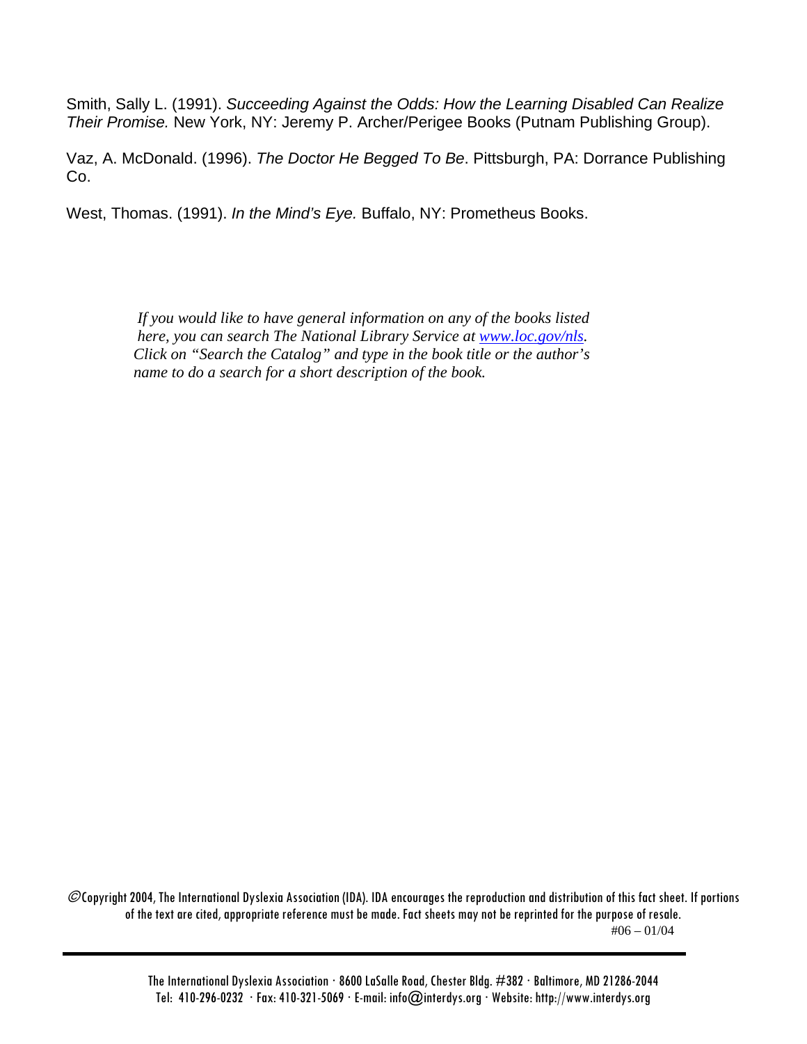Smith, Sally L. (1991). *Succeeding Against the Odds: How the Learning Disabled Can Realize Their Promise.* New York, NY: Jeremy P. Archer/Perigee Books (Putnam Publishing Group).

Vaz, A. McDonald. (1996). *The Doctor He Begged To Be*. Pittsburgh, PA: Dorrance Publishing Co.

West, Thomas. (1991). *In the Mind's Eye.* Buffalo, NY: Prometheus Books.

*If you would like to have general information on any of the books listed here, you can search The National Library Service at [www.loc.gov/nls](http://www.loc.gov/nls). Click on "Search the Catalog" and type in the book title or the author's name to do a search for a short description of the book.*

©Copyright 2004, The International Dyslexia Association (IDA). IDA encourages the reproduction and distribution of this fact sheet. If portions of the text are cited, appropriate reference must be made. Fact sheets may not be reprinted for the purpose of resale.

#06 – 01/04

The International Dyslexia Association · 8600 LaSalle Road, Chester Bldg. #382 · Baltimore, MD 21286-2044
Tel: 410-296-0232 · Fax: 410-321-5069 · E-mail: info@interdys.org · Website: http://www.interdys.org